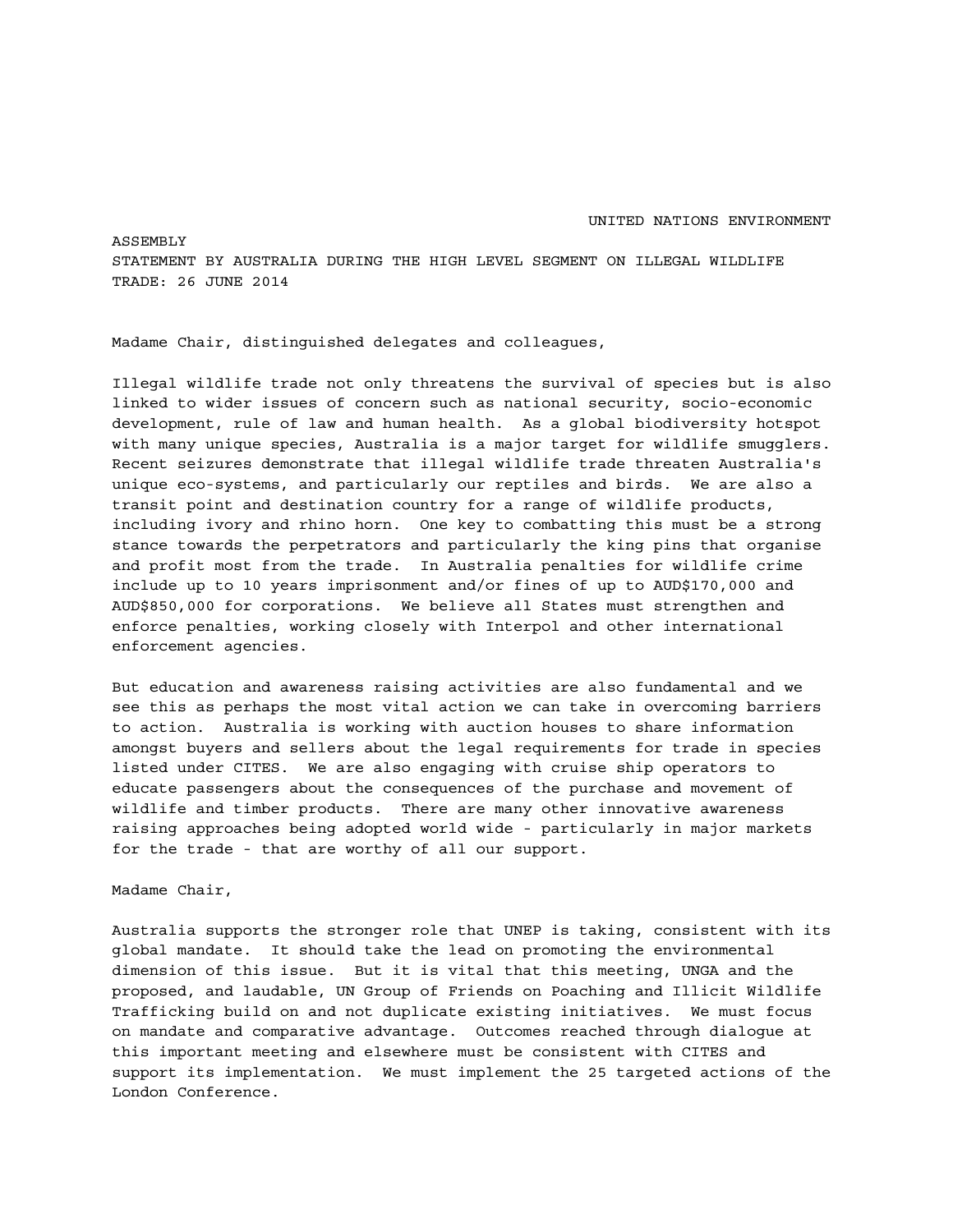UNITED NATIONS ENVIRONMENT ASSEMBLY

STATEMENT BY AUSTRALIA DURING THE HIGH LEVEL SEGMENT ON ILLEGAL WILDLIFE TRADE: 26 JUNE 2014

Madame Chair, distinguished delegates and colleagues,

Illegal wildlife trade not only threatens the survival of species but is also linked to wider issues of concern such as national security, socio-economic development, rule of law and human health. As a global biodiversity hotspot with many unique species, Australia is a major target for wildlife smugglers. Recent seizures demonstrate that illegal wildlife trade threaten Australia's unique eco-systems, and particularly our reptiles and birds. We are also a transit point and destination country for a range of wildlife products, including ivory and rhino horn. One key to combatting this must be a strong stance towards the perpetrators and particularly the king pins that organise and profit most from the trade. In Australia penalties for wildlife crime include up to 10 years imprisonment and/or fines of up to AUD$170,000 and AUD$850,000 for corporations. We believe all States must strengthen and enforce penalties, working closely with Interpol and other international enforcement agencies.

But education and awareness raising activities are also fundamental and we see this as perhaps the most vital action we can take in overcoming barriers to action. Australia is working with auction houses to share information amongst buyers and sellers about the legal requirements for trade in species listed under CITES. We are also engaging with cruise ship operators to educate passengers about the consequences of the purchase and movement of wildlife and timber products. There are many other innovative awareness raising approaches being adopted world wide - particularly in major markets for the trade - that are worthy of all our support.

Madame Chair,

Australia supports the stronger role that UNEP is taking, consistent with its global mandate. It should take the lead on promoting the environmental dimension of this issue. But it is vital that this meeting, UNGA and the proposed, and laudable, UN Group of Friends on Poaching and Illicit Wildlife Trafficking build on and not duplicate existing initiatives. We must focus on mandate and comparative advantage. Outcomes reached through dialogue at this important meeting and elsewhere must be consistent with CITES and support its implementation. We must implement the 25 targeted actions of the London Conference.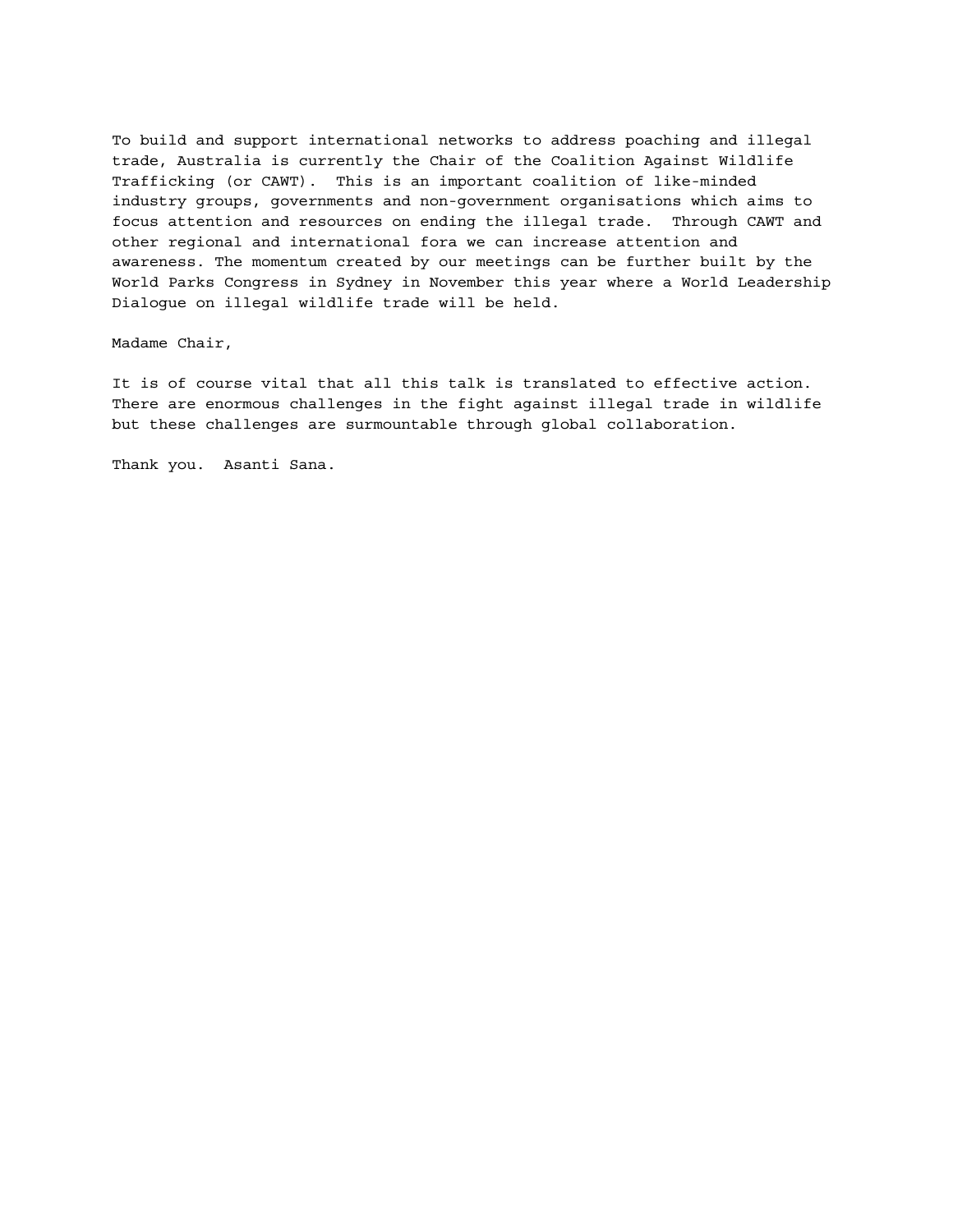To build and support international networks to address poaching and illegal trade, Australia is currently the Chair of the Coalition Against Wildlife Trafficking (or CAWT). This is an important coalition of like-minded industry groups, governments and non-government organisations which aims to focus attention and resources on ending the illegal trade. Through CAWT and other regional and international fora we can increase attention and awareness. The momentum created by our meetings can be further built by the World Parks Congress in Sydney in November this year where a World Leadership Dialogue on illegal wildlife trade will be held.

Madame Chair,

It is of course vital that all this talk is translated to effective action. There are enormous challenges in the fight against illegal trade in wildlife but these challenges are surmountable through global collaboration.

Thank you. Asanti Sana.